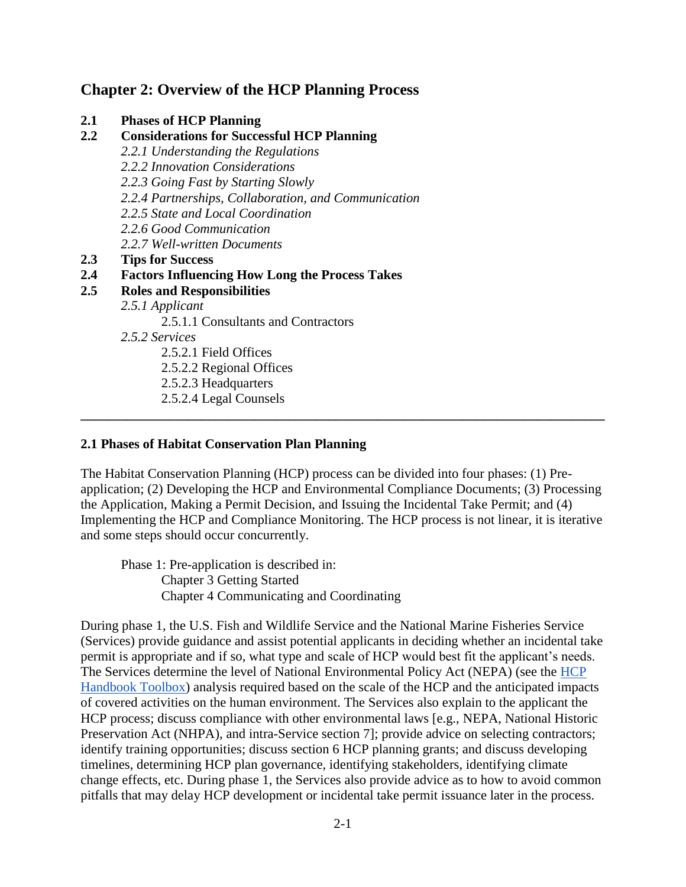# Chapter 2: Overview of the HCP Planning Process

**2.1 Phases of HCP Planning**

**2.2 Considerations for Successful HCP Planning**

- *2.2.1 Understanding the Regulations*
- *2.2.2 Innovation Considerations*
- *2.2.3 Going Fast by Starting Slowly*
- *2.2.4 Partnerships, Collaboration, and Communication*
- *2.2.5 State and Local Coordination*
- *2.2.6 Good Communication*
- *2.2.7 Well-written Documents*

**2.3 Tips for Success**

**2.4 Factors Influencing How Long the Process Takes**

**2.5 Roles and Responsibilities**

- *2.5.1 Applicant*
  - 2.5.1.1 Consultants and Contractors
- *2.5.2 Services*
  - 2.5.2.1 Field Offices
  - 2.5.2.2 Regional Offices
  - 2.5.2.3 Headquarters
  - 2.5.2.4 Legal Counsels

---

## 2.1 Phases of Habitat Conservation Plan Planning

The Habitat Conservation Planning (HCP) process can be divided into four phases: (1) Pre-application; (2) Developing the HCP and Environmental Compliance Documents; (3) Processing the Application, Making a Permit Decision, and Issuing the Incidental Take Permit; and (4) Implementing the HCP and Compliance Monitoring. The HCP process is not linear, it is iterative and some steps should occur concurrently.

Phase 1: Pre-application is described in:
- Chapter 3 Getting Started
- Chapter 4 Communicating and Coordinating

During phase 1, the U.S. Fish and Wildlife Service and the National Marine Fisheries Service (Services) provide guidance and assist potential applicants in deciding whether an incidental take permit is appropriate and if so, what type and scale of HCP would best fit the applicant's needs. The Services determine the level of National Environmental Policy Act (NEPA) (see the HCP Handbook Toolbox) analysis required based on the scale of the HCP and the anticipated impacts of covered activities on the human environment. The Services also explain to the applicant the HCP process; discuss compliance with other environmental laws [e.g., NEPA, National Historic Preservation Act (NHPA), and intra-Service section 7]; provide advice on selecting contractors; identify training opportunities; discuss section 6 HCP planning grants; and discuss developing timelines, determining HCP plan governance, identifying stakeholders, identifying climate change effects, etc. During phase 1, the Services also provide advice as to how to avoid common pitfalls that may delay HCP development or incidental take permit issuance later in the process.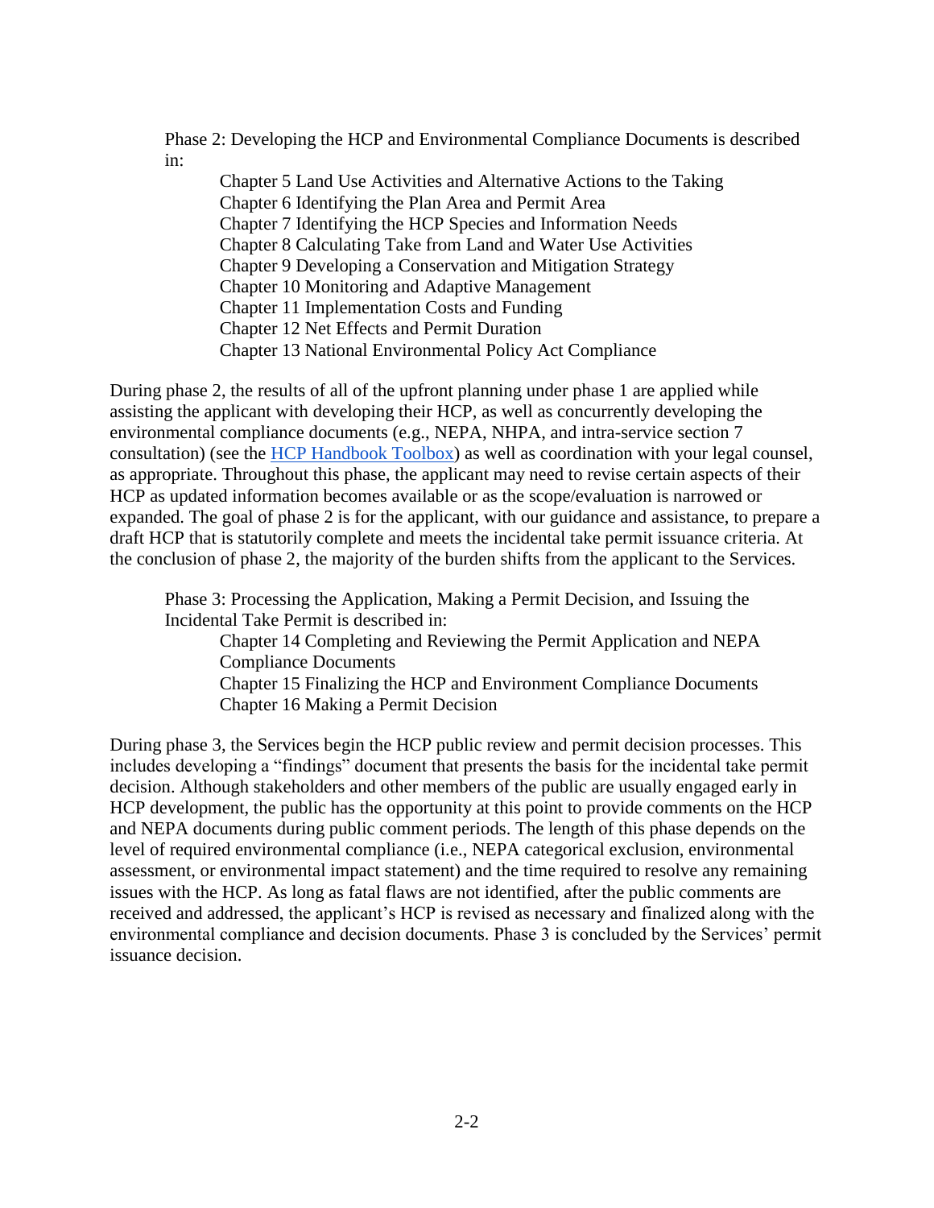Phase 2: Developing the HCP and Environmental Compliance Documents is described in:

- Chapter 5 Land Use Activities and Alternative Actions to the Taking
- Chapter 6 Identifying the Plan Area and Permit Area
- Chapter 7 Identifying the HCP Species and Information Needs
- Chapter 8 Calculating Take from Land and Water Use Activities
- Chapter 9 Developing a Conservation and Mitigation Strategy
- Chapter 10 Monitoring and Adaptive Management
- Chapter 11 Implementation Costs and Funding
- Chapter 12 Net Effects and Permit Duration
- Chapter 13 National Environmental Policy Act Compliance

During phase 2, the results of all of the upfront planning under phase 1 are applied while assisting the applicant with developing their HCP, as well as concurrently developing the environmental compliance documents (e.g., NEPA, NHPA, and intra-service section 7 consultation) (see the HCP Handbook Toolbox) as well as coordination with your legal counsel, as appropriate. Throughout this phase, the applicant may need to revise certain aspects of their HCP as updated information becomes available or as the scope/evaluation is narrowed or expanded. The goal of phase 2 is for the applicant, with our guidance and assistance, to prepare a draft HCP that is statutorily complete and meets the incidental take permit issuance criteria. At the conclusion of phase 2, the majority of the burden shifts from the applicant to the Services.

Phase 3: Processing the Application, Making a Permit Decision, and Issuing the Incidental Take Permit is described in:

- Chapter 14 Completing and Reviewing the Permit Application and NEPA Compliance Documents
- Chapter 15 Finalizing the HCP and Environment Compliance Documents
- Chapter 16 Making a Permit Decision

During phase 3, the Services begin the HCP public review and permit decision processes. This includes developing a "findings" document that presents the basis for the incidental take permit decision. Although stakeholders and other members of the public are usually engaged early in HCP development, the public has the opportunity at this point to provide comments on the HCP and NEPA documents during public comment periods. The length of this phase depends on the level of required environmental compliance (i.e., NEPA categorical exclusion, environmental assessment, or environmental impact statement) and the time required to resolve any remaining issues with the HCP. As long as fatal flaws are not identified, after the public comments are received and addressed, the applicant's HCP is revised as necessary and finalized along with the environmental compliance and decision documents. Phase 3 is concluded by the Services' permit issuance decision.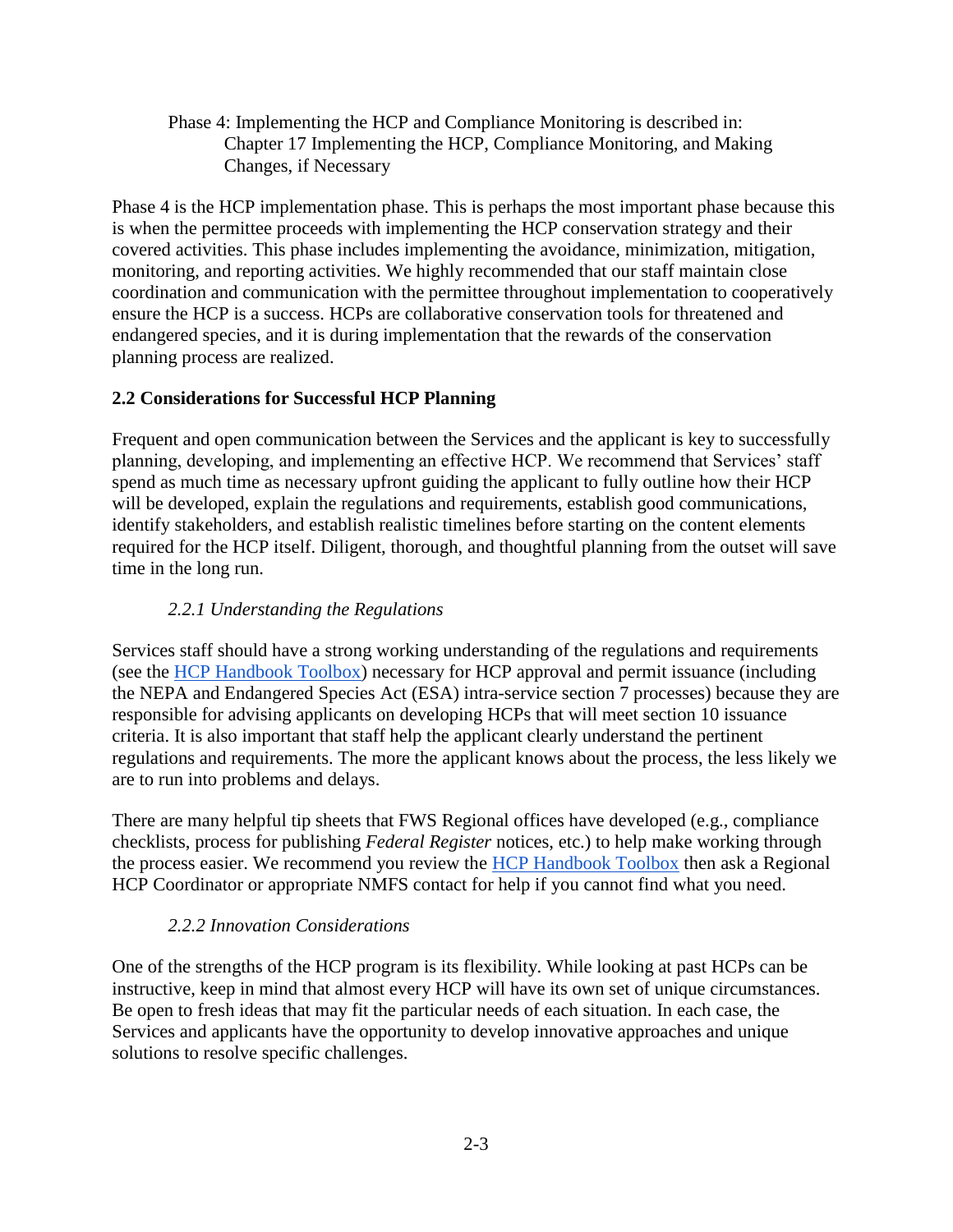Phase 4: Implementing the HCP and Compliance Monitoring is described in:
Chapter 17 Implementing the HCP, Compliance Monitoring, and Making Changes, if Necessary

Phase 4 is the HCP implementation phase. This is perhaps the most important phase because this is when the permittee proceeds with implementing the HCP conservation strategy and their covered activities. This phase includes implementing the avoidance, minimization, mitigation, monitoring, and reporting activities. We highly recommended that our staff maintain close coordination and communication with the permittee throughout implementation to cooperatively ensure the HCP is a success. HCPs are collaborative conservation tools for threatened and endangered species, and it is during implementation that the rewards of the conservation planning process are realized.

## 2.2 Considerations for Successful HCP Planning

Frequent and open communication between the Services and the applicant is key to successfully planning, developing, and implementing an effective HCP. We recommend that Services' staff spend as much time as necessary upfront guiding the applicant to fully outline how their HCP will be developed, explain the regulations and requirements, establish good communications, identify stakeholders, and establish realistic timelines before starting on the content elements required for the HCP itself. Diligent, thorough, and thoughtful planning from the outset will save time in the long run.

### *2.2.1 Understanding the Regulations*

Services staff should have a strong working understanding of the regulations and requirements (see the HCP Handbook Toolbox) necessary for HCP approval and permit issuance (including the NEPA and Endangered Species Act (ESA) intra-service section 7 processes) because they are responsible for advising applicants on developing HCPs that will meet section 10 issuance criteria. It is also important that staff help the applicant clearly understand the pertinent regulations and requirements. The more the applicant knows about the process, the less likely we are to run into problems and delays.

There are many helpful tip sheets that FWS Regional offices have developed (e.g., compliance checklists, process for publishing *Federal Register* notices, etc.) to help make working through the process easier. We recommend you review the HCP Handbook Toolbox then ask a Regional HCP Coordinator or appropriate NMFS contact for help if you cannot find what you need.

### *2.2.2 Innovation Considerations*

One of the strengths of the HCP program is its flexibility. While looking at past HCPs can be instructive, keep in mind that almost every HCP will have its own set of unique circumstances. Be open to fresh ideas that may fit the particular needs of each situation. In each case, the Services and applicants have the opportunity to develop innovative approaches and unique solutions to resolve specific challenges.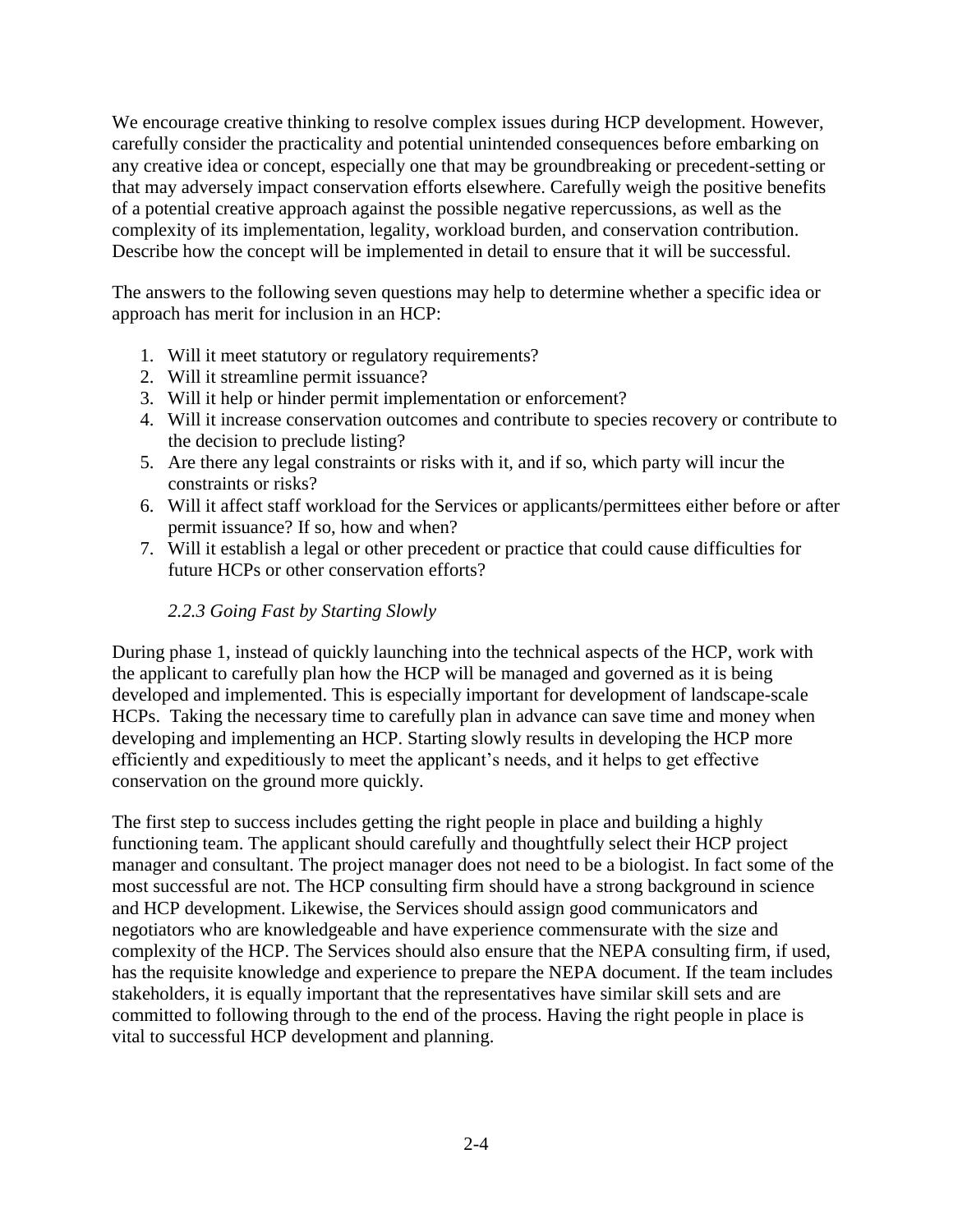We encourage creative thinking to resolve complex issues during HCP development. However, carefully consider the practicality and potential unintended consequences before embarking on any creative idea or concept, especially one that may be groundbreaking or precedent-setting or that may adversely impact conservation efforts elsewhere. Carefully weigh the positive benefits of a potential creative approach against the possible negative repercussions, as well as the complexity of its implementation, legality, workload burden, and conservation contribution. Describe how the concept will be implemented in detail to ensure that it will be successful.

The answers to the following seven questions may help to determine whether a specific idea or approach has merit for inclusion in an HCP:

1. Will it meet statutory or regulatory requirements?
2. Will it streamline permit issuance?
3. Will it help or hinder permit implementation or enforcement?
4. Will it increase conservation outcomes and contribute to species recovery or contribute to the decision to preclude listing?
5. Are there any legal constraints or risks with it, and if so, which party will incur the constraints or risks?
6. Will it affect staff workload for the Services or applicants/permittees either before or after permit issuance? If so, how and when?
7. Will it establish a legal or other precedent or practice that could cause difficulties for future HCPs or other conservation efforts?

### *2.2.3 Going Fast by Starting Slowly*

During phase 1, instead of quickly launching into the technical aspects of the HCP, work with the applicant to carefully plan how the HCP will be managed and governed as it is being developed and implemented. This is especially important for development of landscape-scale HCPs. Taking the necessary time to carefully plan in advance can save time and money when developing and implementing an HCP. Starting slowly results in developing the HCP more efficiently and expeditiously to meet the applicant's needs, and it helps to get effective conservation on the ground more quickly.

The first step to success includes getting the right people in place and building a highly functioning team. The applicant should carefully and thoughtfully select their HCP project manager and consultant. The project manager does not need to be a biologist. In fact some of the most successful are not. The HCP consulting firm should have a strong background in science and HCP development. Likewise, the Services should assign good communicators and negotiators who are knowledgeable and have experience commensurate with the size and complexity of the HCP. The Services should also ensure that the NEPA consulting firm, if used, has the requisite knowledge and experience to prepare the NEPA document. If the team includes stakeholders, it is equally important that the representatives have similar skill sets and are committed to following through to the end of the process. Having the right people in place is vital to successful HCP development and planning.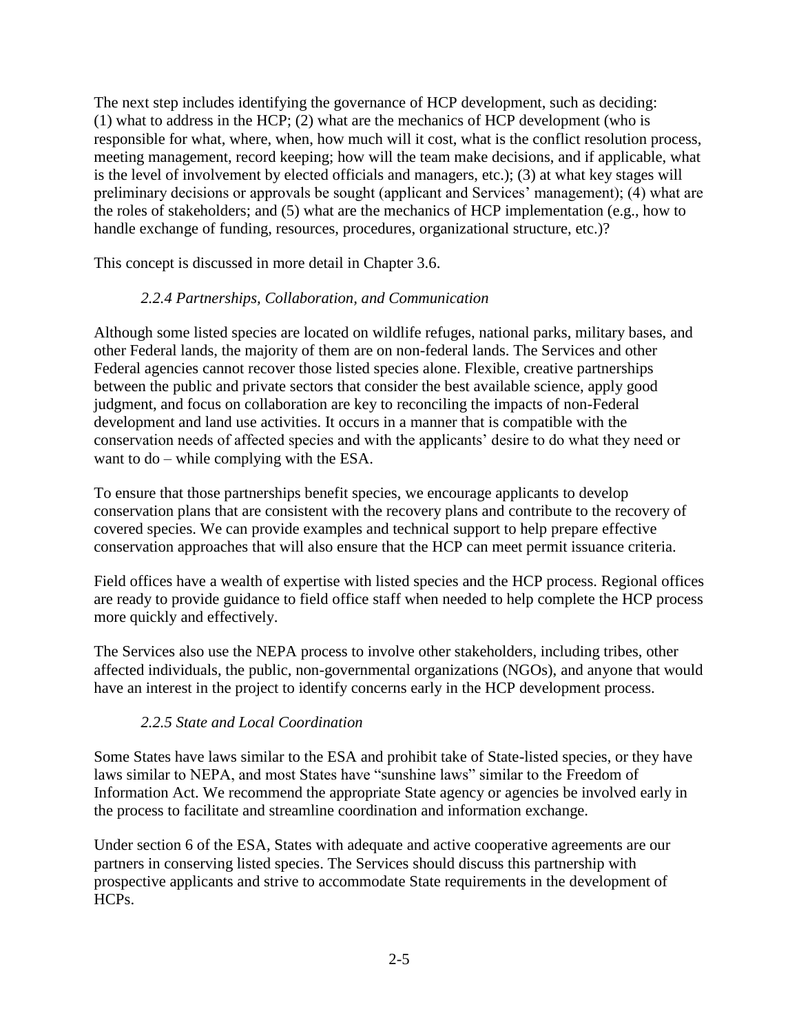The next step includes identifying the governance of HCP development, such as deciding: (1) what to address in the HCP; (2) what are the mechanics of HCP development (who is responsible for what, where, when, how much will it cost, what is the conflict resolution process, meeting management, record keeping; how will the team make decisions, and if applicable, what is the level of involvement by elected officials and managers, etc.); (3) at what key stages will preliminary decisions or approvals be sought (applicant and Services' management); (4) what are the roles of stakeholders; and (5) what are the mechanics of HCP implementation (e.g., how to handle exchange of funding, resources, procedures, organizational structure, etc.)?

This concept is discussed in more detail in Chapter 3.6.

### *2.2.4 Partnerships, Collaboration, and Communication*

Although some listed species are located on wildlife refuges, national parks, military bases, and other Federal lands, the majority of them are on non-federal lands. The Services and other Federal agencies cannot recover those listed species alone. Flexible, creative partnerships between the public and private sectors that consider the best available science, apply good judgment, and focus on collaboration are key to reconciling the impacts of non-Federal development and land use activities. It occurs in a manner that is compatible with the conservation needs of affected species and with the applicants' desire to do what they need or want to do – while complying with the ESA.

To ensure that those partnerships benefit species, we encourage applicants to develop conservation plans that are consistent with the recovery plans and contribute to the recovery of covered species. We can provide examples and technical support to help prepare effective conservation approaches that will also ensure that the HCP can meet permit issuance criteria.

Field offices have a wealth of expertise with listed species and the HCP process. Regional offices are ready to provide guidance to field office staff when needed to help complete the HCP process more quickly and effectively.

The Services also use the NEPA process to involve other stakeholders, including tribes, other affected individuals, the public, non-governmental organizations (NGOs), and anyone that would have an interest in the project to identify concerns early in the HCP development process.

### *2.2.5 State and Local Coordination*

Some States have laws similar to the ESA and prohibit take of State-listed species, or they have laws similar to NEPA, and most States have "sunshine laws" similar to the Freedom of Information Act. We recommend the appropriate State agency or agencies be involved early in the process to facilitate and streamline coordination and information exchange.

Under section 6 of the ESA, States with adequate and active cooperative agreements are our partners in conserving listed species. The Services should discuss this partnership with prospective applicants and strive to accommodate State requirements in the development of HCPs.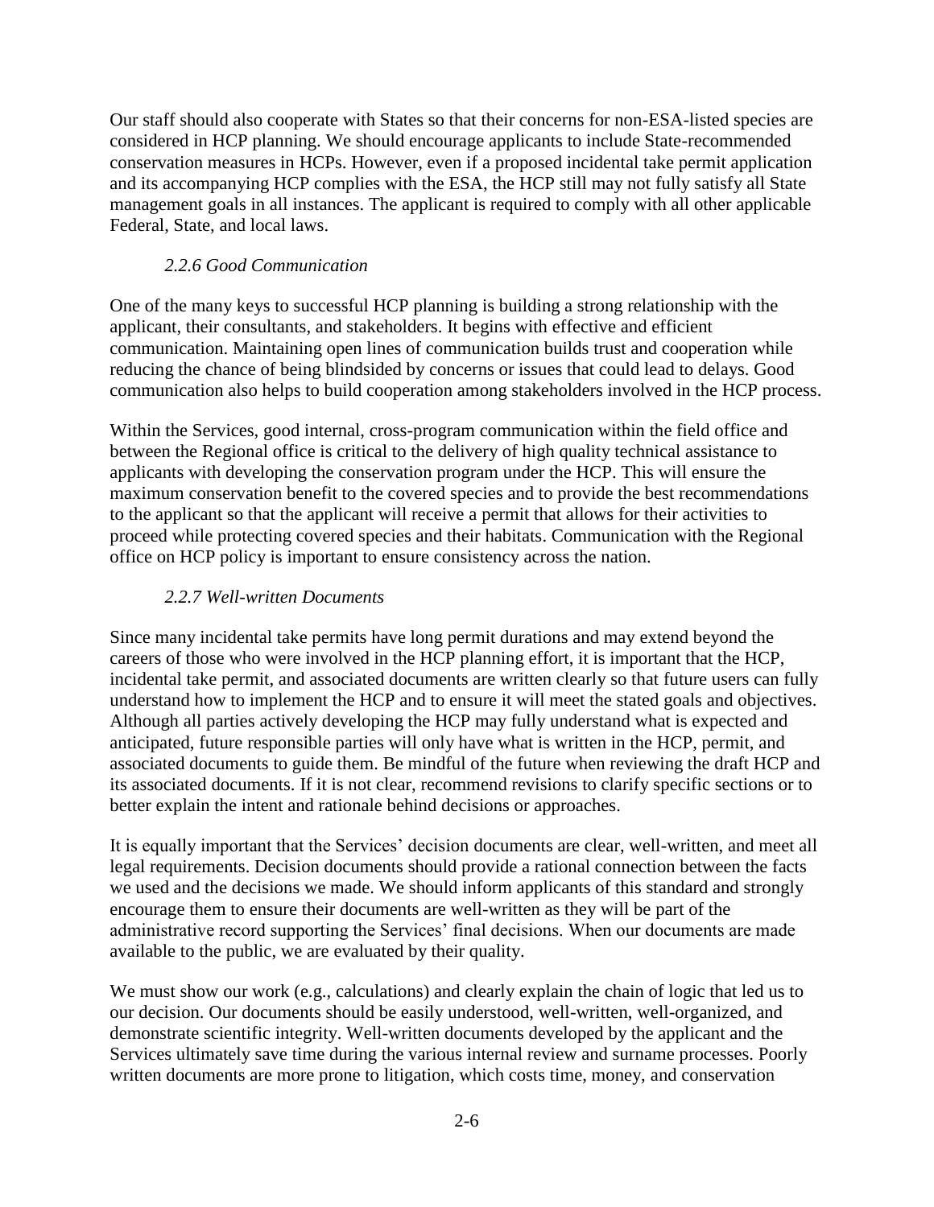Our staff should also cooperate with States so that their concerns for non-ESA-listed species are considered in HCP planning. We should encourage applicants to include State-recommended conservation measures in HCPs. However, even if a proposed incidental take permit application and its accompanying HCP complies with the ESA, the HCP still may not fully satisfy all State management goals in all instances. The applicant is required to comply with all other applicable Federal, State, and local laws.

### *2.2.6 Good Communication*

One of the many keys to successful HCP planning is building a strong relationship with the applicant, their consultants, and stakeholders. It begins with effective and efficient communication. Maintaining open lines of communication builds trust and cooperation while reducing the chance of being blindsided by concerns or issues that could lead to delays. Good communication also helps to build cooperation among stakeholders involved in the HCP process.

Within the Services, good internal, cross-program communication within the field office and between the Regional office is critical to the delivery of high quality technical assistance to applicants with developing the conservation program under the HCP. This will ensure the maximum conservation benefit to the covered species and to provide the best recommendations to the applicant so that the applicant will receive a permit that allows for their activities to proceed while protecting covered species and their habitats. Communication with the Regional office on HCP policy is important to ensure consistency across the nation.

### *2.2.7 Well-written Documents*

Since many incidental take permits have long permit durations and may extend beyond the careers of those who were involved in the HCP planning effort, it is important that the HCP, incidental take permit, and associated documents are written clearly so that future users can fully understand how to implement the HCP and to ensure it will meet the stated goals and objectives. Although all parties actively developing the HCP may fully understand what is expected and anticipated, future responsible parties will only have what is written in the HCP, permit, and associated documents to guide them. Be mindful of the future when reviewing the draft HCP and its associated documents. If it is not clear, recommend revisions to clarify specific sections or to better explain the intent and rationale behind decisions or approaches.

It is equally important that the Services' decision documents are clear, well-written, and meet all legal requirements. Decision documents should provide a rational connection between the facts we used and the decisions we made. We should inform applicants of this standard and strongly encourage them to ensure their documents are well-written as they will be part of the administrative record supporting the Services' final decisions. When our documents are made available to the public, we are evaluated by their quality.

We must show our work (e.g., calculations) and clearly explain the chain of logic that led us to our decision. Our documents should be easily understood, well-written, well-organized, and demonstrate scientific integrity. Well-written documents developed by the applicant and the Services ultimately save time during the various internal review and surname processes. Poorly written documents are more prone to litigation, which costs time, money, and conservation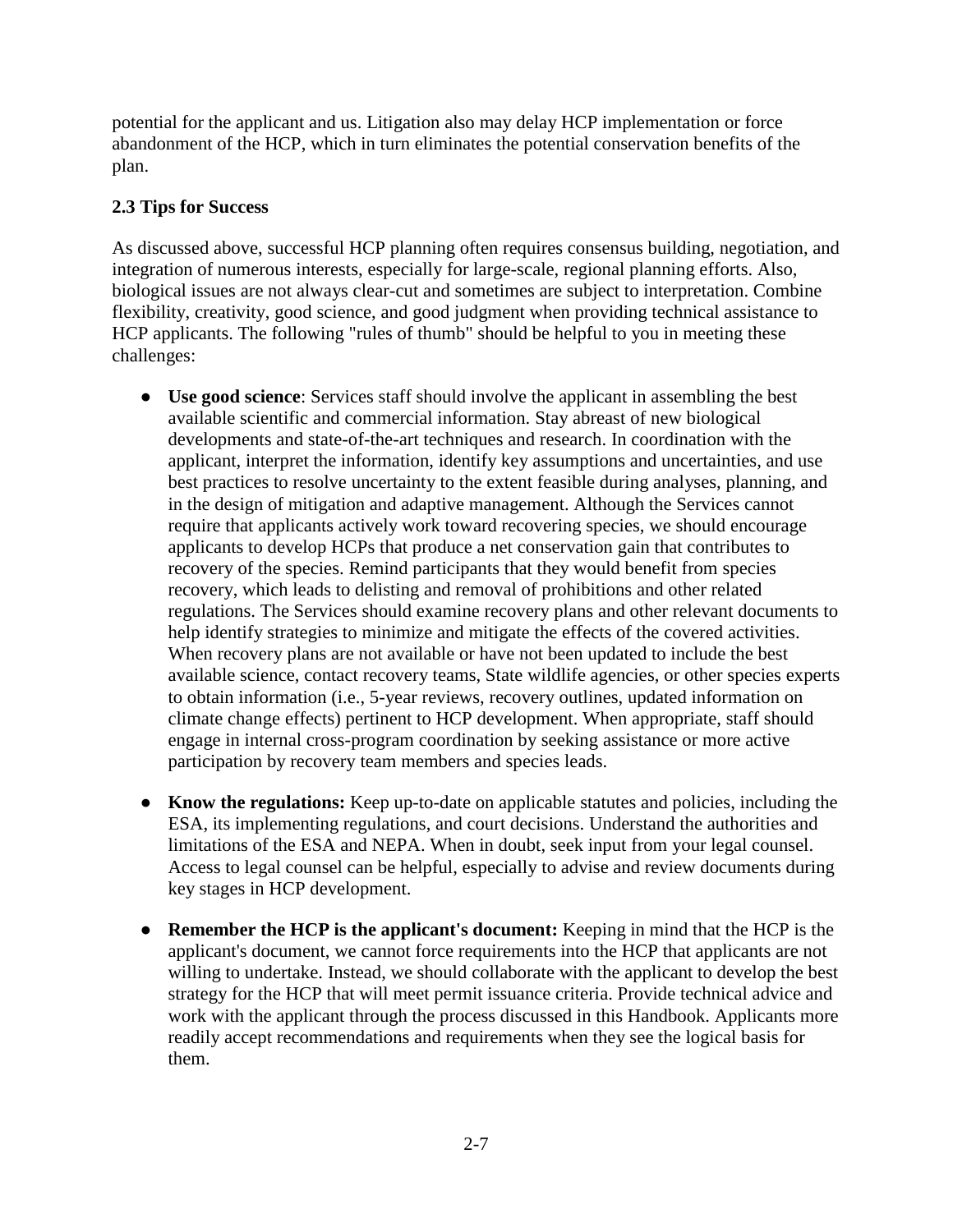potential for the applicant and us. Litigation also may delay HCP implementation or force abandonment of the HCP, which in turn eliminates the potential conservation benefits of the plan.

### 2.3 Tips for Success

As discussed above, successful HCP planning often requires consensus building, negotiation, and integration of numerous interests, especially for large-scale, regional planning efforts. Also, biological issues are not always clear-cut and sometimes are subject to interpretation. Combine flexibility, creativity, good science, and good judgment when providing technical assistance to HCP applicants. The following "rules of thumb" should be helpful to you in meeting these challenges:

- **Use good science**: Services staff should involve the applicant in assembling the best available scientific and commercial information. Stay abreast of new biological developments and state-of-the-art techniques and research. In coordination with the applicant, interpret the information, identify key assumptions and uncertainties, and use best practices to resolve uncertainty to the extent feasible during analyses, planning, and in the design of mitigation and adaptive management. Although the Services cannot require that applicants actively work toward recovering species, we should encourage applicants to develop HCPs that produce a net conservation gain that contributes to recovery of the species. Remind participants that they would benefit from species recovery, which leads to delisting and removal of prohibitions and other related regulations. The Services should examine recovery plans and other relevant documents to help identify strategies to minimize and mitigate the effects of the covered activities. When recovery plans are not available or have not been updated to include the best available science, contact recovery teams, State wildlife agencies, or other species experts to obtain information (i.e., 5-year reviews, recovery outlines, updated information on climate change effects) pertinent to HCP development. When appropriate, staff should engage in internal cross-program coordination by seeking assistance or more active participation by recovery team members and species leads.

- **Know the regulations:** Keep up-to-date on applicable statutes and policies, including the ESA, its implementing regulations, and court decisions. Understand the authorities and limitations of the ESA and NEPA. When in doubt, seek input from your legal counsel. Access to legal counsel can be helpful, especially to advise and review documents during key stages in HCP development.

- **Remember the HCP is the applicant's document:** Keeping in mind that the HCP is the applicant's document, we cannot force requirements into the HCP that applicants are not willing to undertake. Instead, we should collaborate with the applicant to develop the best strategy for the HCP that will meet permit issuance criteria. Provide technical advice and work with the applicant through the process discussed in this Handbook. Applicants more readily accept recommendations and requirements when they see the logical basis for them.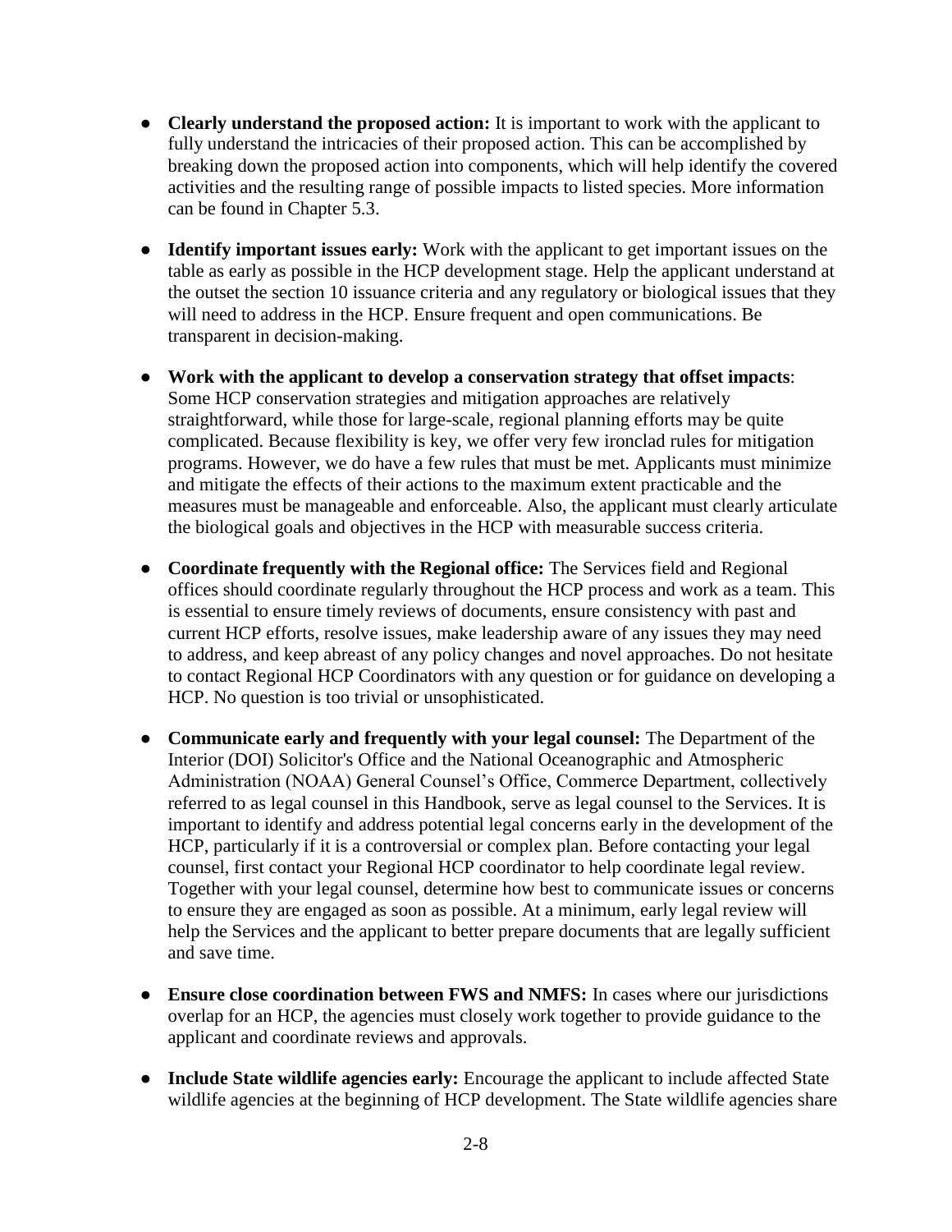- **Clearly understand the proposed action:** It is important to work with the applicant to fully understand the intricacies of their proposed action. This can be accomplished by breaking down the proposed action into components, which will help identify the covered activities and the resulting range of possible impacts to listed species. More information can be found in Chapter 5.3.

- **Identify important issues early:** Work with the applicant to get important issues on the table as early as possible in the HCP development stage. Help the applicant understand at the outset the section 10 issuance criteria and any regulatory or biological issues that they will need to address in the HCP. Ensure frequent and open communications. Be transparent in decision-making.

- **Work with the applicant to develop a conservation strategy that offset impacts**: Some HCP conservation strategies and mitigation approaches are relatively straightforward, while those for large-scale, regional planning efforts may be quite complicated. Because flexibility is key, we offer very few ironclad rules for mitigation programs. However, we do have a few rules that must be met. Applicants must minimize and mitigate the effects of their actions to the maximum extent practicable and the measures must be manageable and enforceable. Also, the applicant must clearly articulate the biological goals and objectives in the HCP with measurable success criteria.

- **Coordinate frequently with the Regional office:** The Services field and Regional offices should coordinate regularly throughout the HCP process and work as a team. This is essential to ensure timely reviews of documents, ensure consistency with past and current HCP efforts, resolve issues, make leadership aware of any issues they may need to address, and keep abreast of any policy changes and novel approaches. Do not hesitate to contact Regional HCP Coordinators with any question or for guidance on developing a HCP. No question is too trivial or unsophisticated.

- **Communicate early and frequently with your legal counsel:** The Department of the Interior (DOI) Solicitor's Office and the National Oceanographic and Atmospheric Administration (NOAA) General Counsel's Office, Commerce Department, collectively referred to as legal counsel in this Handbook, serve as legal counsel to the Services. It is important to identify and address potential legal concerns early in the development of the HCP, particularly if it is a controversial or complex plan. Before contacting your legal counsel, first contact your Regional HCP coordinator to help coordinate legal review. Together with your legal counsel, determine how best to communicate issues or concerns to ensure they are engaged as soon as possible. At a minimum, early legal review will help the Services and the applicant to better prepare documents that are legally sufficient and save time.

- **Ensure close coordination between FWS and NMFS:** In cases where our jurisdictions overlap for an HCP, the agencies must closely work together to provide guidance to the applicant and coordinate reviews and approvals.

- **Include State wildlife agencies early:** Encourage the applicant to include affected State wildlife agencies at the beginning of HCP development. The State wildlife agencies share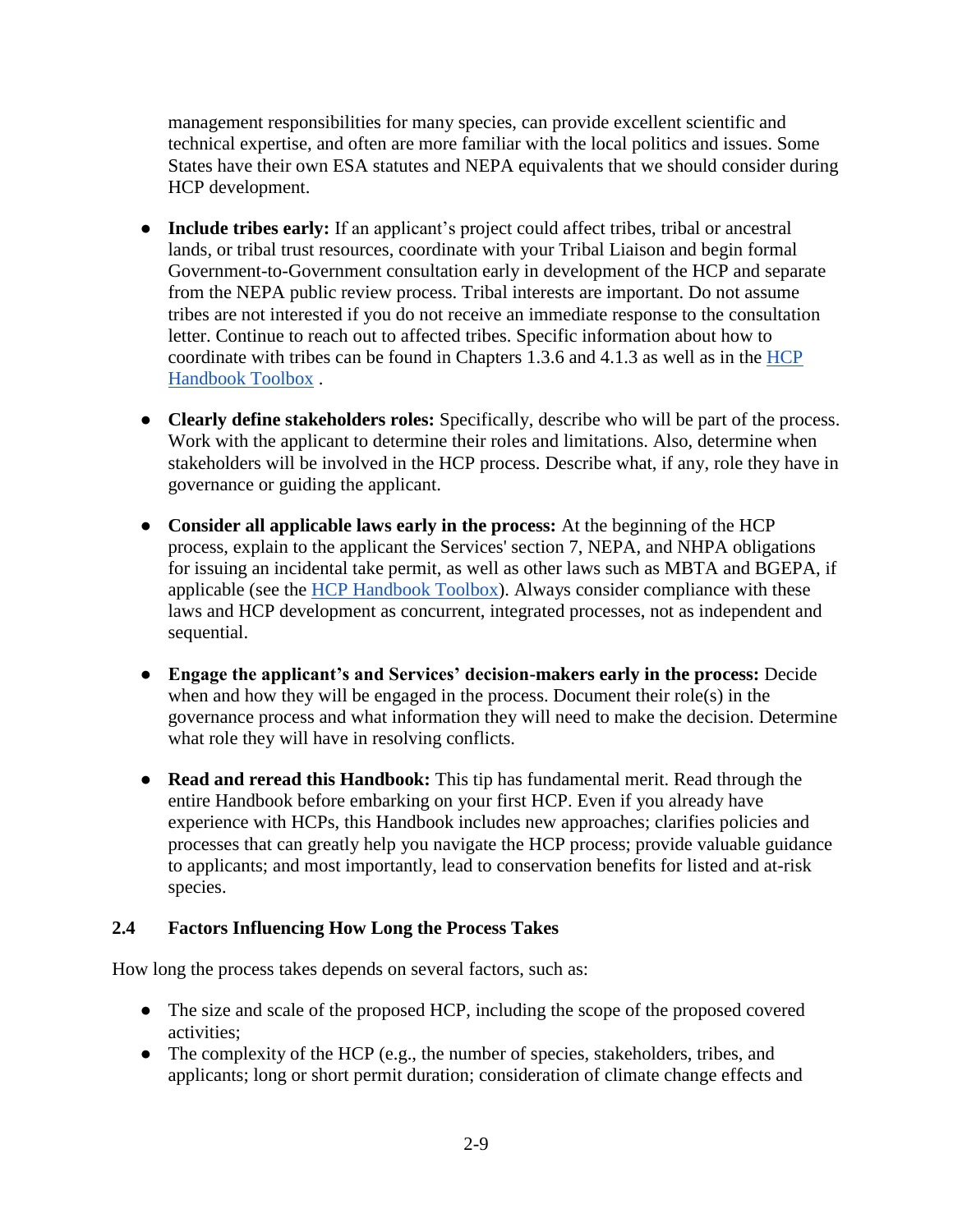management responsibilities for many species, can provide excellent scientific and technical expertise, and often are more familiar with the local politics and issues. Some States have their own ESA statutes and NEPA equivalents that we should consider during HCP development.

- **Include tribes early:** If an applicant's project could affect tribes, tribal or ancestral lands, or tribal trust resources, coordinate with your Tribal Liaison and begin formal Government-to-Government consultation early in development of the HCP and separate from the NEPA public review process. Tribal interests are important. Do not assume tribes are not interested if you do not receive an immediate response to the consultation letter. Continue to reach out to affected tribes. Specific information about how to coordinate with tribes can be found in Chapters 1.3.6 and 4.1.3 as well as in the HCP Handbook Toolbox .

- **Clearly define stakeholders roles:** Specifically, describe who will be part of the process. Work with the applicant to determine their roles and limitations. Also, determine when stakeholders will be involved in the HCP process. Describe what, if any, role they have in governance or guiding the applicant.

- **Consider all applicable laws early in the process:** At the beginning of the HCP process, explain to the applicant the Services' section 7, NEPA, and NHPA obligations for issuing an incidental take permit, as well as other laws such as MBTA and BGEPA, if applicable (see the HCP Handbook Toolbox). Always consider compliance with these laws and HCP development as concurrent, integrated processes, not as independent and sequential.

- **Engage the applicant's and Services' decision-makers early in the process:** Decide when and how they will be engaged in the process. Document their role(s) in the governance process and what information they will need to make the decision. Determine what role they will have in resolving conflicts.

- **Read and reread this Handbook:** This tip has fundamental merit. Read through the entire Handbook before embarking on your first HCP. Even if you already have experience with HCPs, this Handbook includes new approaches; clarifies policies and processes that can greatly help you navigate the HCP process; provide valuable guidance to applicants; and most importantly, lead to conservation benefits for listed and at-risk species.

## 2.4 Factors Influencing How Long the Process Takes

How long the process takes depends on several factors, such as:

- The size and scale of the proposed HCP, including the scope of the proposed covered activities;
- The complexity of the HCP (e.g., the number of species, stakeholders, tribes, and applicants; long or short permit duration; consideration of climate change effects and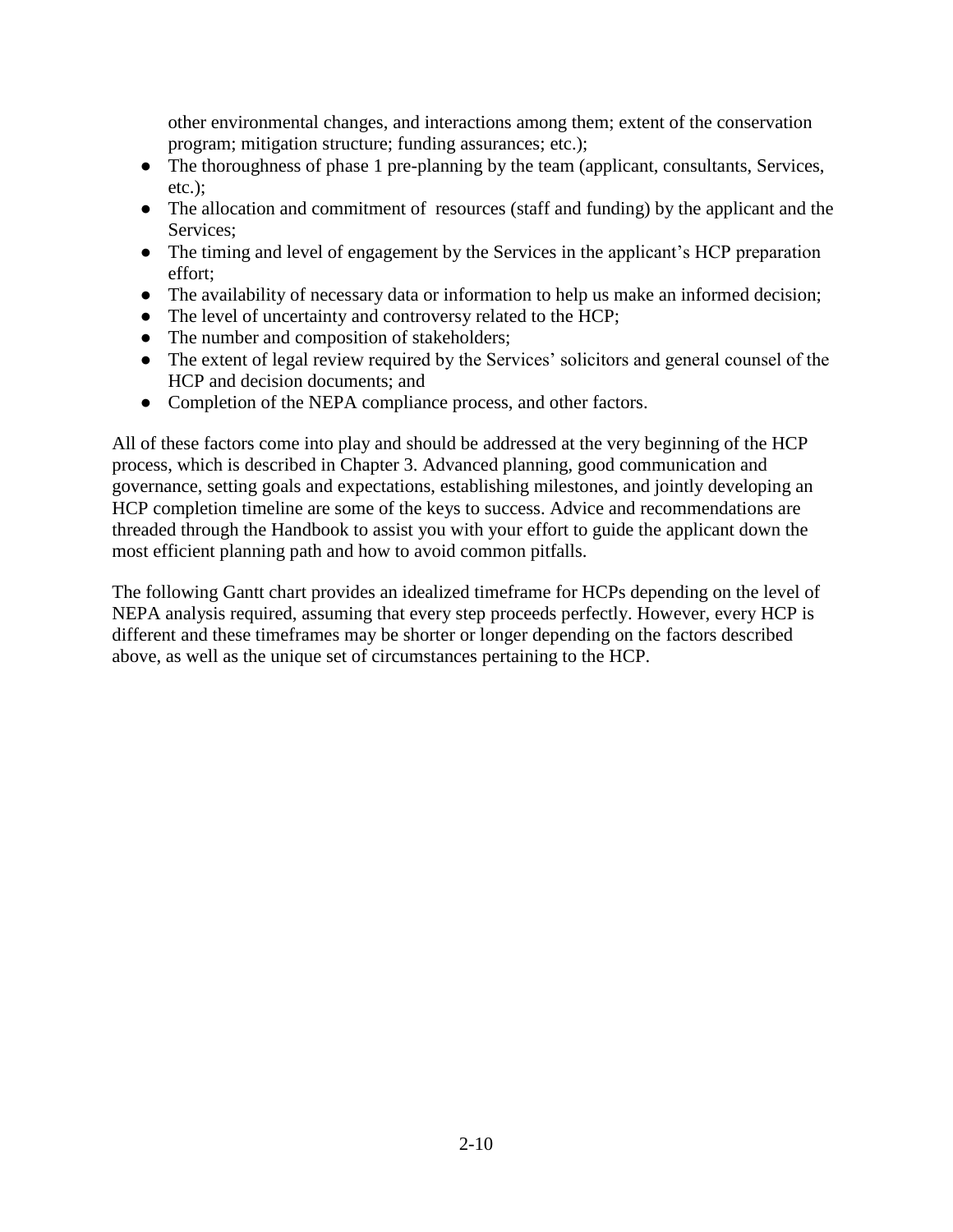other environmental changes, and interactions among them; extent of the conservation program; mitigation structure; funding assurances; etc.);

- The thoroughness of phase 1 pre-planning by the team (applicant, consultants, Services, etc.);
- The allocation and commitment of resources (staff and funding) by the applicant and the Services;
- The timing and level of engagement by the Services in the applicant's HCP preparation effort;
- The availability of necessary data or information to help us make an informed decision;
- The level of uncertainty and controversy related to the HCP;
- The number and composition of stakeholders;
- The extent of legal review required by the Services' solicitors and general counsel of the HCP and decision documents; and
- Completion of the NEPA compliance process, and other factors.

All of these factors come into play and should be addressed at the very beginning of the HCP process, which is described in Chapter 3. Advanced planning, good communication and governance, setting goals and expectations, establishing milestones, and jointly developing an HCP completion timeline are some of the keys to success. Advice and recommendations are threaded through the Handbook to assist you with your effort to guide the applicant down the most efficient planning path and how to avoid common pitfalls.

The following Gantt chart provides an idealized timeframe for HCPs depending on the level of NEPA analysis required, assuming that every step proceeds perfectly. However, every HCP is different and these timeframes may be shorter or longer depending on the factors described above, as well as the unique set of circumstances pertaining to the HCP.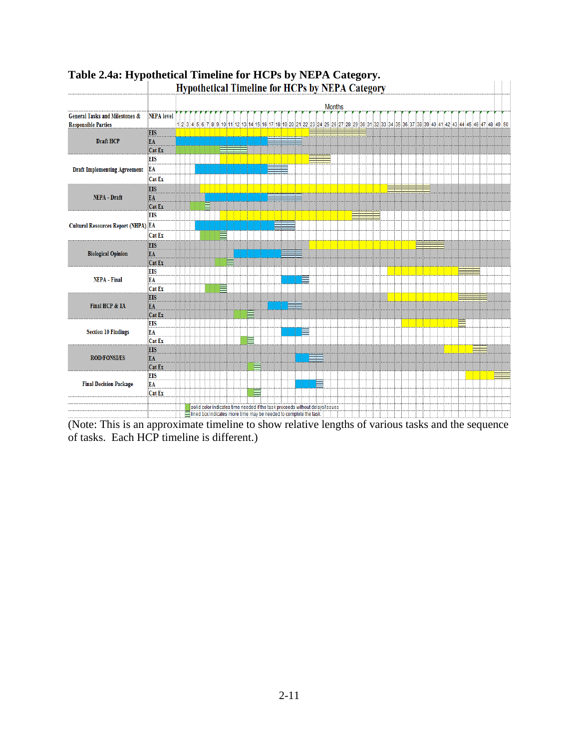**Table 2.4a: Hypothetical Timeline for HCPs by NEPA Category.**

**Hypothetical Timeline for HCPs by NEPA Category**

| General Tasks and Milestones & Responsible Parties | NEPA level | Solid color (months) | Lined box (months) |
|---|---|---|---|
| Draft HCP | EIS | 1–19 | 20–27 |
| | EA | 1–13 | 14–18 |
| | Cat Ex | 1–7 | 8–11 |
| Draft Implementing Agreement | EIS | 7–19 | 20–22 |
| | EA | 4–13 | 14–16 |
| | Cat Ex | | |
| NEPA - Draft | EIS | 5–30 | 31–36 |
| | EA | 5–13 | 14–18 |
| | Cat Ex | 3–4 | 5 |
| Cultural Resources Report (NHPA) | EIS | 7–25 | 26–29 |
| | EA | 4–14 | 15–17 |
| | Cat Ex | 5–7 | 8 |
| Biological Opinion | EIS | 20–34 | 35–38 |
| | EA | 9–15 | 16–18 |
| | Cat Ex | 7–8 | 9 |
| NEPA - Final | EIS | 31–40 | 41–43 |
| | EA | 16–18 | 19 |
| | Cat Ex | 5–7 | 8 |
| Final HCP & IA | EIS | 31–40 | 41–44 |
| | EA | 14–16 | 17–18 |
| | Cat Ex | 9–10 | 11 |
| Section 10 Findings | EIS | 33–40 | 41 |
| | EA | 16–18 | 19 |
| | Cat Ex | 10 | 11 |
| ROD/FONSI/ES | EIS | 39–42 | 43–44 |
| | EA | 18–19 | 20–21 |
| | Cat Ex | 11 | 12 |
| Final Decision Package | EIS | 42–45 | 46–47 |
| | EA | 18–20 | 21 |
| | Cat Ex | 11 | 12 |

solid color indicates time needed if the task proceeds without delays/issues
lined box indicates more time may be needed to complete the task

(Note: This is an approximate timeline to show relative lengths of various tasks and the sequence of tasks. Each HCP timeline is different.)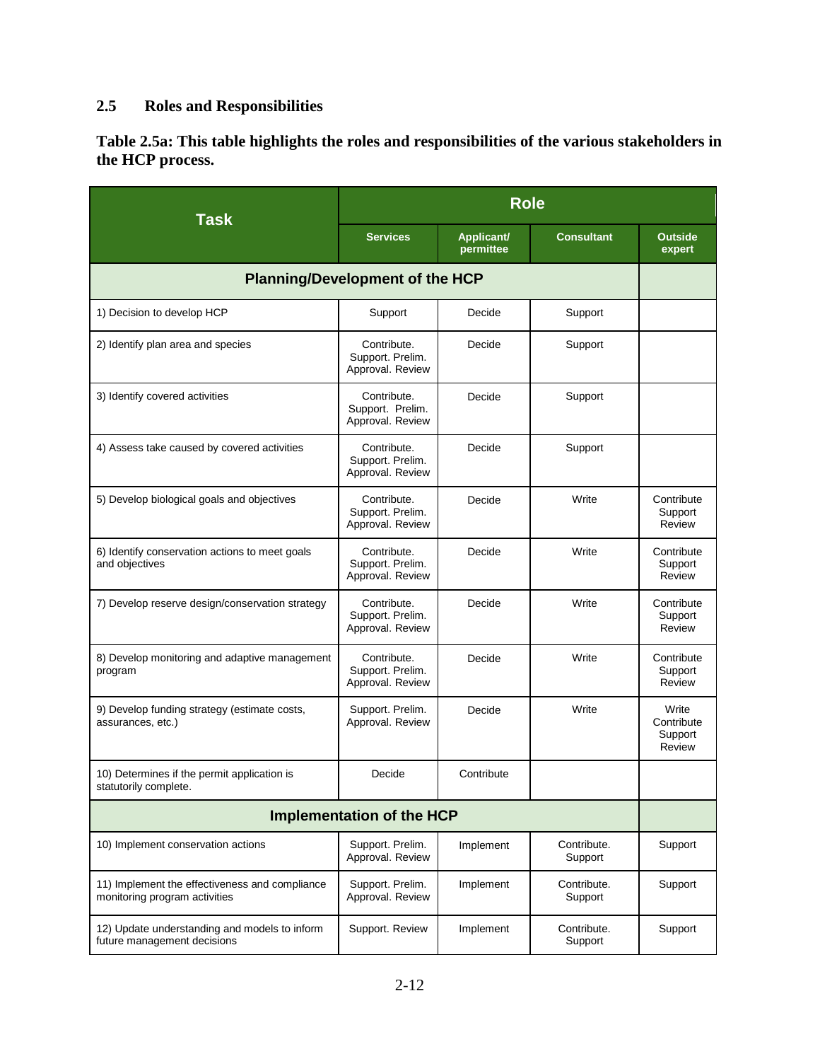## 2.5 Roles and Responsibilities

**Table 2.5a: This table highlights the roles and responsibilities of the various stakeholders in the HCP process.**

| Task | Role | | | |
|---|---|---|---|---|
| | Services | Applicant/ permittee | Consultant | Outside expert |
| **Planning/Development of the HCP** | | | | |
| 1) Decision to develop HCP | Support | Decide | Support | |
| 2) Identify plan area and species | Contribute. Support. Prelim. Approval. Review | Decide | Support | |
| 3) Identify covered activities | Contribute. Support. Prelim. Approval. Review | Decide | Support | |
| 4) Assess take caused by covered activities | Contribute. Support. Prelim. Approval. Review | Decide | Support | |
| 5) Develop biological goals and objectives | Contribute. Support. Prelim. Approval. Review | Decide | Write | Contribute Support Review |
| 6) Identify conservation actions to meet goals and objectives | Contribute. Support. Prelim. Approval. Review | Decide | Write | Contribute Support Review |
| 7) Develop reserve design/conservation strategy | Contribute. Support. Prelim. Approval. Review | Decide | Write | Contribute Support Review |
| 8) Develop monitoring and adaptive management program | Contribute. Support. Prelim. Approval. Review | Decide | Write | Contribute Support Review |
| 9) Develop funding strategy (estimate costs, assurances, etc.) | Support. Prelim. Approval. Review | Decide | Write | Write Contribute Support Review |
| 10) Determines if the permit application is statutorily complete. | Decide | Contribute | | |
| **Implementation of the HCP** | | | | |
| 10) Implement conservation actions | Support. Prelim. Approval. Review | Implement | Contribute. Support | Support |
| 11) Implement the effectiveness and compliance monitoring program activities | Support. Prelim. Approval. Review | Implement | Contribute. Support | Support |
| 12) Update understanding and models to inform future management decisions | Support. Review | Implement | Contribute. Support | Support |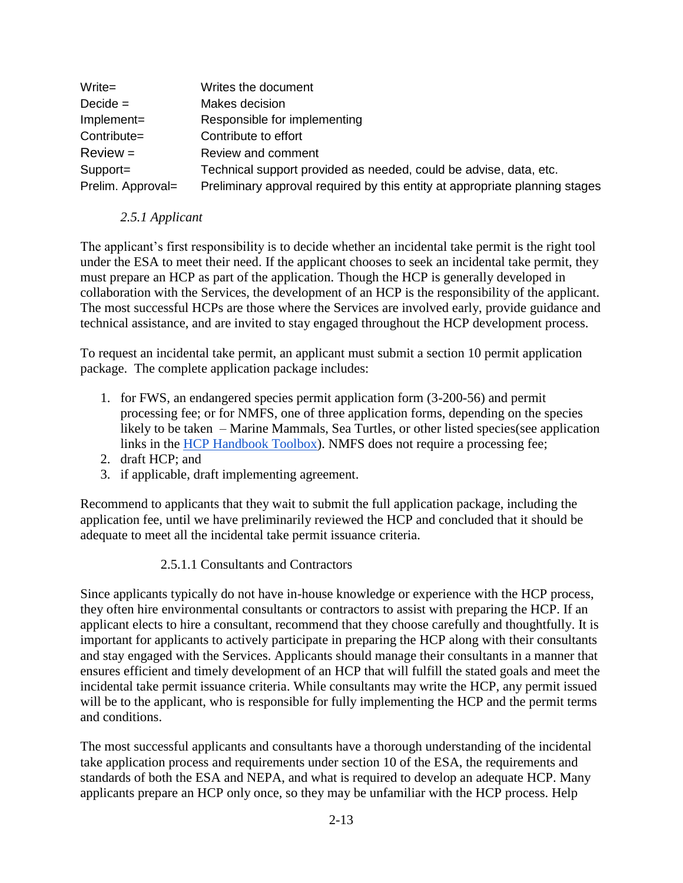| | |
|---|---|
| Write= | Writes the document |
| Decide = | Makes decision |
| Implement= | Responsible for implementing |
| Contribute= | Contribute to effort |
| Review = | Review and comment |
| Support= | Technical support provided as needed, could be advise, data, etc. |
| Prelim. Approval= | Preliminary approval required by this entity at appropriate planning stages |

### *2.5.1 Applicant*

The applicant's first responsibility is to decide whether an incidental take permit is the right tool under the ESA to meet their need. If the applicant chooses to seek an incidental take permit, they must prepare an HCP as part of the application. Though the HCP is generally developed in collaboration with the Services, the development of an HCP is the responsibility of the applicant. The most successful HCPs are those where the Services are involved early, provide guidance and technical assistance, and are invited to stay engaged throughout the HCP development process.

To request an incidental take permit, an applicant must submit a section 10 permit application package. The complete application package includes:

1. for FWS, an endangered species permit application form (3-200-56) and permit processing fee; or for NMFS, one of three application forms, depending on the species likely to be taken – Marine Mammals, Sea Turtles, or other listed species(see application links in the HCP Handbook Toolbox). NMFS does not require a processing fee;
2. draft HCP; and
3. if applicable, draft implementing agreement.

Recommend to applicants that they wait to submit the full application package, including the application fee, until we have preliminarily reviewed the HCP and concluded that it should be adequate to meet all the incidental take permit issuance criteria.

#### 2.5.1.1 Consultants and Contractors

Since applicants typically do not have in-house knowledge or experience with the HCP process, they often hire environmental consultants or contractors to assist with preparing the HCP. If an applicant elects to hire a consultant, recommend that they choose carefully and thoughtfully. It is important for applicants to actively participate in preparing the HCP along with their consultants and stay engaged with the Services. Applicants should manage their consultants in a manner that ensures efficient and timely development of an HCP that will fulfill the stated goals and meet the incidental take permit issuance criteria. While consultants may write the HCP, any permit issued will be to the applicant, who is responsible for fully implementing the HCP and the permit terms and conditions.

The most successful applicants and consultants have a thorough understanding of the incidental take application process and requirements under section 10 of the ESA, the requirements and standards of both the ESA and NEPA, and what is required to develop an adequate HCP. Many applicants prepare an HCP only once, so they may be unfamiliar with the HCP process. Help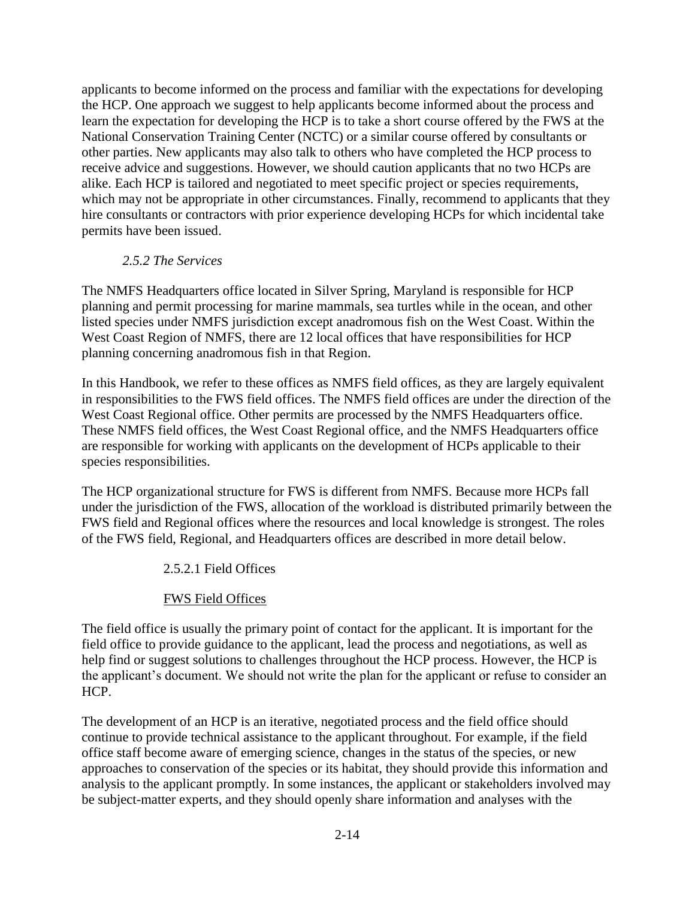applicants to become informed on the process and familiar with the expectations for developing the HCP. One approach we suggest to help applicants become informed about the process and learn the expectation for developing the HCP is to take a short course offered by the FWS at the National Conservation Training Center (NCTC) or a similar course offered by consultants or other parties. New applicants may also talk to others who have completed the HCP process to receive advice and suggestions. However, we should caution applicants that no two HCPs are alike. Each HCP is tailored and negotiated to meet specific project or species requirements, which may not be appropriate in other circumstances. Finally, recommend to applicants that they hire consultants or contractors with prior experience developing HCPs for which incidental take permits have been issued.

### *2.5.2 The Services*

The NMFS Headquarters office located in Silver Spring, Maryland is responsible for HCP planning and permit processing for marine mammals, sea turtles while in the ocean, and other listed species under NMFS jurisdiction except anadromous fish on the West Coast. Within the West Coast Region of NMFS, there are 12 local offices that have responsibilities for HCP planning concerning anadromous fish in that Region.

In this Handbook, we refer to these offices as NMFS field offices, as they are largely equivalent in responsibilities to the FWS field offices. The NMFS field offices are under the direction of the West Coast Regional office. Other permits are processed by the NMFS Headquarters office. These NMFS field offices, the West Coast Regional office, and the NMFS Headquarters office are responsible for working with applicants on the development of HCPs applicable to their species responsibilities.

The HCP organizational structure for FWS is different from NMFS. Because more HCPs fall under the jurisdiction of the FWS, allocation of the workload is distributed primarily between the FWS field and Regional offices where the resources and local knowledge is strongest. The roles of the FWS field, Regional, and Headquarters offices are described in more detail below.

#### 2.5.2.1 Field Offices

<u>FWS Field Offices</u>

The field office is usually the primary point of contact for the applicant. It is important for the field office to provide guidance to the applicant, lead the process and negotiations, as well as help find or suggest solutions to challenges throughout the HCP process. However, the HCP is the applicant's document. We should not write the plan for the applicant or refuse to consider an HCP.

The development of an HCP is an iterative, negotiated process and the field office should continue to provide technical assistance to the applicant throughout. For example, if the field office staff become aware of emerging science, changes in the status of the species, or new approaches to conservation of the species or its habitat, they should provide this information and analysis to the applicant promptly. In some instances, the applicant or stakeholders involved may be subject-matter experts, and they should openly share information and analyses with the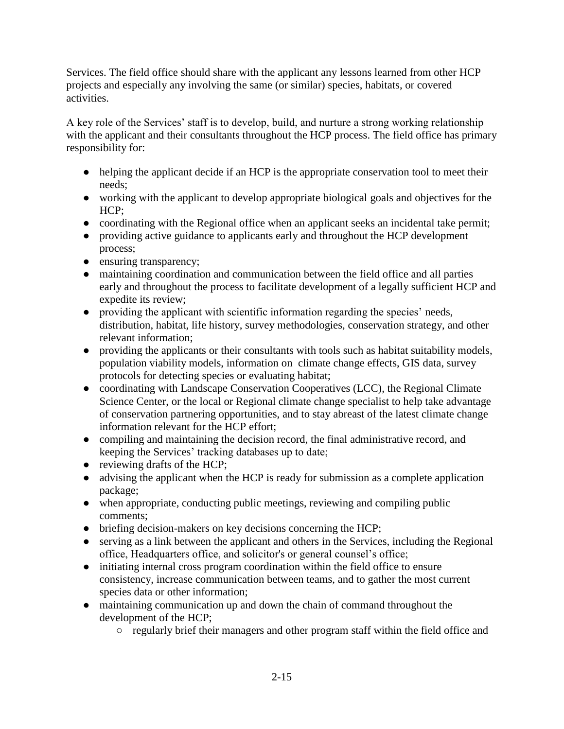Services. The field office should share with the applicant any lessons learned from other HCP projects and especially any involving the same (or similar) species, habitats, or covered activities.

A key role of the Services' staff is to develop, build, and nurture a strong working relationship with the applicant and their consultants throughout the HCP process. The field office has primary responsibility for:

- helping the applicant decide if an HCP is the appropriate conservation tool to meet their needs;
- working with the applicant to develop appropriate biological goals and objectives for the HCP;
- coordinating with the Regional office when an applicant seeks an incidental take permit;
- providing active guidance to applicants early and throughout the HCP development process;
- ensuring transparency;
- maintaining coordination and communication between the field office and all parties early and throughout the process to facilitate development of a legally sufficient HCP and expedite its review;
- providing the applicant with scientific information regarding the species' needs, distribution, habitat, life history, survey methodologies, conservation strategy, and other relevant information;
- providing the applicants or their consultants with tools such as habitat suitability models, population viability models, information on climate change effects, GIS data, survey protocols for detecting species or evaluating habitat;
- coordinating with Landscape Conservation Cooperatives (LCC), the Regional Climate Science Center, or the local or Regional climate change specialist to help take advantage of conservation partnering opportunities, and to stay abreast of the latest climate change information relevant for the HCP effort;
- compiling and maintaining the decision record, the final administrative record, and keeping the Services' tracking databases up to date;
- reviewing drafts of the HCP;
- advising the applicant when the HCP is ready for submission as a complete application package;
- when appropriate, conducting public meetings, reviewing and compiling public comments;
- briefing decision-makers on key decisions concerning the HCP;
- serving as a link between the applicant and others in the Services, including the Regional office, Headquarters office, and solicitor's or general counsel's office;
- initiating internal cross program coordination within the field office to ensure consistency, increase communication between teams, and to gather the most current species data or other information;
- maintaining communication up and down the chain of command throughout the development of the HCP;
  - regularly brief their managers and other program staff within the field office and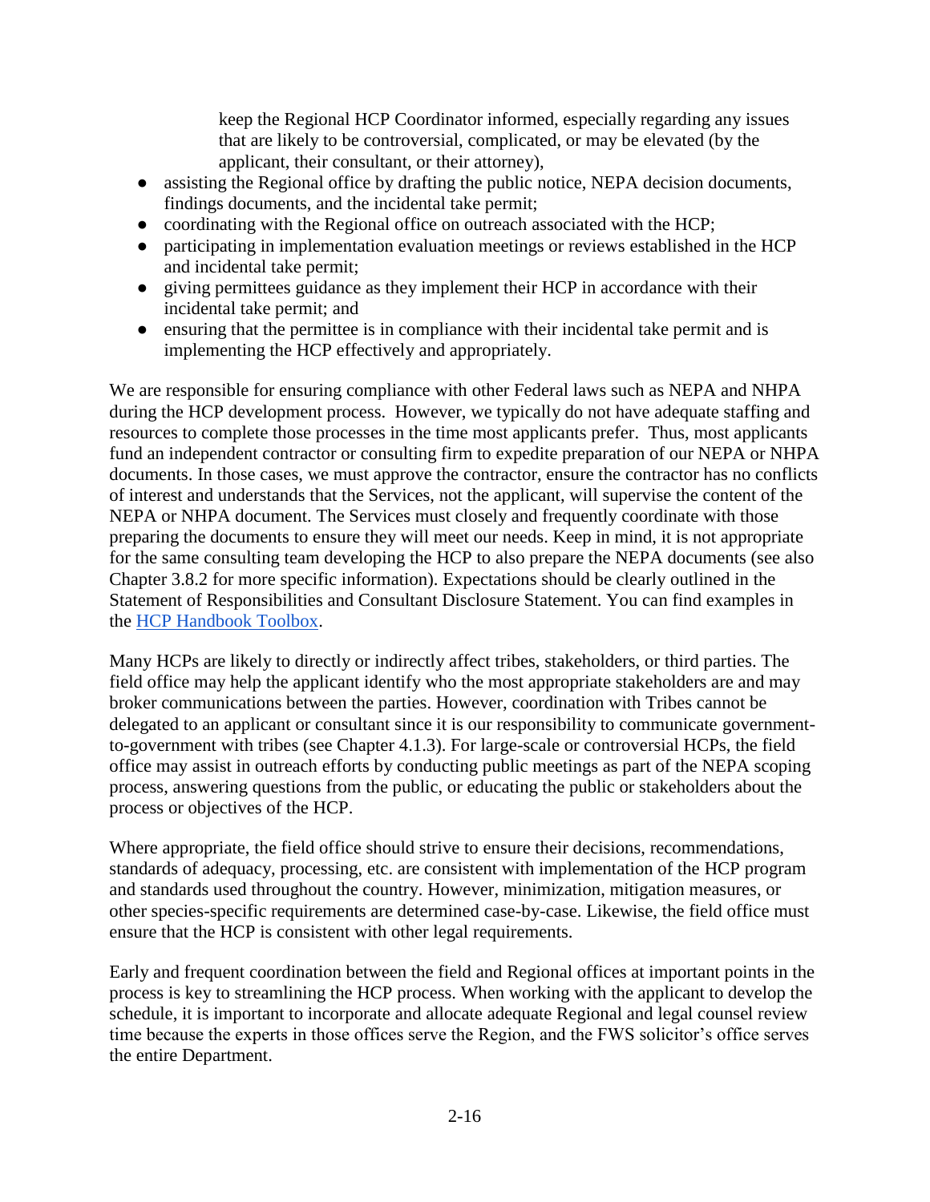keep the Regional HCP Coordinator informed, especially regarding any issues that are likely to be controversial, complicated, or may be elevated (by the applicant, their consultant, or their attorney),

- assisting the Regional office by drafting the public notice, NEPA decision documents, findings documents, and the incidental take permit;
- coordinating with the Regional office on outreach associated with the HCP;
- participating in implementation evaluation meetings or reviews established in the HCP and incidental take permit;
- giving permittees guidance as they implement their HCP in accordance with their incidental take permit; and
- ensuring that the permittee is in compliance with their incidental take permit and is implementing the HCP effectively and appropriately.

We are responsible for ensuring compliance with other Federal laws such as NEPA and NHPA during the HCP development process. However, we typically do not have adequate staffing and resources to complete those processes in the time most applicants prefer. Thus, most applicants fund an independent contractor or consulting firm to expedite preparation of our NEPA or NHPA documents. In those cases, we must approve the contractor, ensure the contractor has no conflicts of interest and understands that the Services, not the applicant, will supervise the content of the NEPA or NHPA document. The Services must closely and frequently coordinate with those preparing the documents to ensure they will meet our needs. Keep in mind, it is not appropriate for the same consulting team developing the HCP to also prepare the NEPA documents (see also Chapter 3.8.2 for more specific information). Expectations should be clearly outlined in the Statement of Responsibilities and Consultant Disclosure Statement. You can find examples in the HCP Handbook Toolbox.

Many HCPs are likely to directly or indirectly affect tribes, stakeholders, or third parties. The field office may help the applicant identify who the most appropriate stakeholders are and may broker communications between the parties. However, coordination with Tribes cannot be delegated to an applicant or consultant since it is our responsibility to communicate government-to-government with tribes (see Chapter 4.1.3). For large-scale or controversial HCPs, the field office may assist in outreach efforts by conducting public meetings as part of the NEPA scoping process, answering questions from the public, or educating the public or stakeholders about the process or objectives of the HCP.

Where appropriate, the field office should strive to ensure their decisions, recommendations, standards of adequacy, processing, etc. are consistent with implementation of the HCP program and standards used throughout the country. However, minimization, mitigation measures, or other species-specific requirements are determined case-by-case. Likewise, the field office must ensure that the HCP is consistent with other legal requirements.

Early and frequent coordination between the field and Regional offices at important points in the process is key to streamlining the HCP process. When working with the applicant to develop the schedule, it is important to incorporate and allocate adequate Regional and legal counsel review time because the experts in those offices serve the Region, and the FWS solicitor's office serves the entire Department.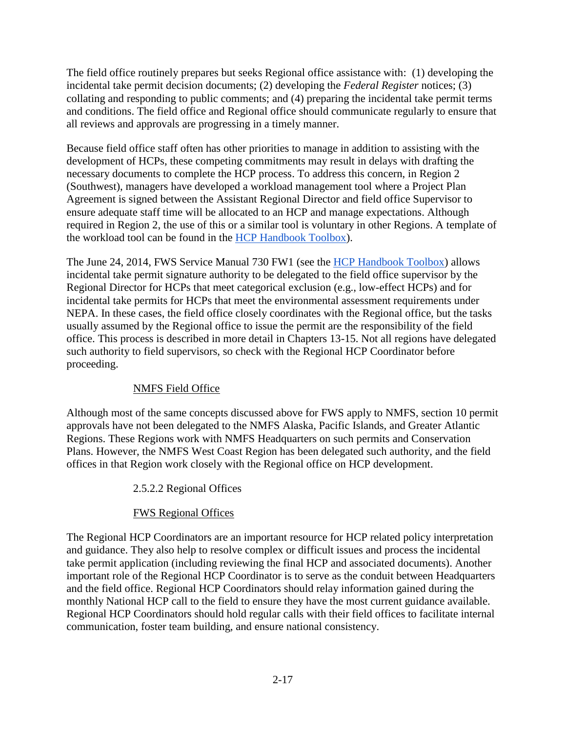The field office routinely prepares but seeks Regional office assistance with: (1) developing the incidental take permit decision documents; (2) developing the *Federal Register* notices; (3) collating and responding to public comments; and (4) preparing the incidental take permit terms and conditions. The field office and Regional office should communicate regularly to ensure that all reviews and approvals are progressing in a timely manner.

Because field office staff often has other priorities to manage in addition to assisting with the development of HCPs, these competing commitments may result in delays with drafting the necessary documents to complete the HCP process. To address this concern, in Region 2 (Southwest), managers have developed a workload management tool where a Project Plan Agreement is signed between the Assistant Regional Director and field office Supervisor to ensure adequate staff time will be allocated to an HCP and manage expectations. Although required in Region 2, the use of this or a similar tool is voluntary in other Regions. A template of the workload tool can be found in the HCP Handbook Toolbox).

The June 24, 2014, FWS Service Manual 730 FW1 (see the HCP Handbook Toolbox) allows incidental take permit signature authority to be delegated to the field office supervisor by the Regional Director for HCPs that meet categorical exclusion (e.g., low-effect HCPs) and for incidental take permits for HCPs that meet the environmental assessment requirements under NEPA. In these cases, the field office closely coordinates with the Regional office, but the tasks usually assumed by the Regional office to issue the permit are the responsibility of the field office. This process is described in more detail in Chapters 13-15. Not all regions have delegated such authority to field supervisors, so check with the Regional HCP Coordinator before proceeding.

#### NMFS Field Office

Although most of the same concepts discussed above for FWS apply to NMFS, section 10 permit approvals have not been delegated to the NMFS Alaska, Pacific Islands, and Greater Atlantic Regions. These Regions work with NMFS Headquarters on such permits and Conservation Plans. However, the NMFS West Coast Region has been delegated such authority, and the field offices in that Region work closely with the Regional office on HCP development.

### 2.5.2.2 Regional Offices

#### FWS Regional Offices

The Regional HCP Coordinators are an important resource for HCP related policy interpretation and guidance. They also help to resolve complex or difficult issues and process the incidental take permit application (including reviewing the final HCP and associated documents). Another important role of the Regional HCP Coordinator is to serve as the conduit between Headquarters and the field office. Regional HCP Coordinators should relay information gained during the monthly National HCP call to the field to ensure they have the most current guidance available. Regional HCP Coordinators should hold regular calls with their field offices to facilitate internal communication, foster team building, and ensure national consistency.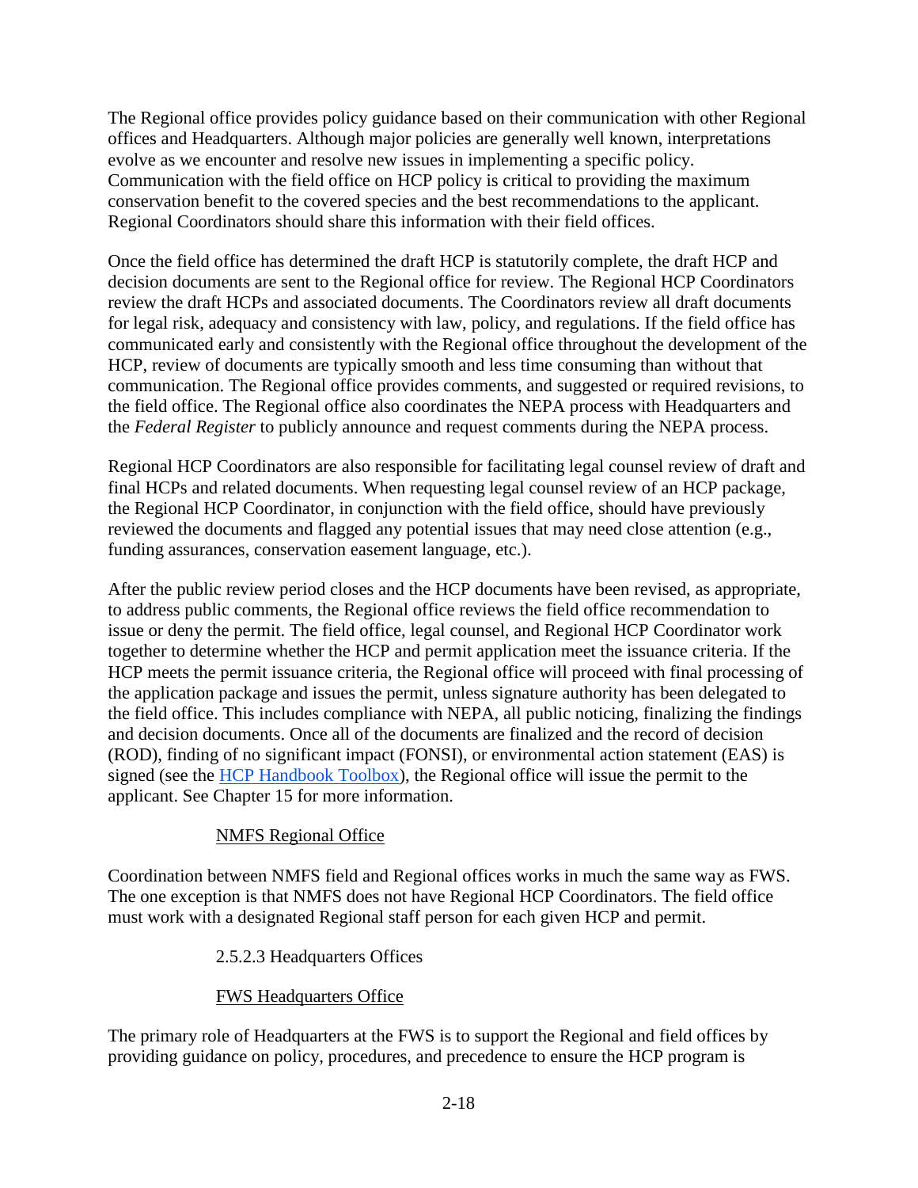The Regional office provides policy guidance based on their communication with other Regional offices and Headquarters. Although major policies are generally well known, interpretations evolve as we encounter and resolve new issues in implementing a specific policy. Communication with the field office on HCP policy is critical to providing the maximum conservation benefit to the covered species and the best recommendations to the applicant. Regional Coordinators should share this information with their field offices.

Once the field office has determined the draft HCP is statutorily complete, the draft HCP and decision documents are sent to the Regional office for review. The Regional HCP Coordinators review the draft HCPs and associated documents. The Coordinators review all draft documents for legal risk, adequacy and consistency with law, policy, and regulations. If the field office has communicated early and consistently with the Regional office throughout the development of the HCP, review of documents are typically smooth and less time consuming than without that communication. The Regional office provides comments, and suggested or required revisions, to the field office. The Regional office also coordinates the NEPA process with Headquarters and the *Federal Register* to publicly announce and request comments during the NEPA process.

Regional HCP Coordinators are also responsible for facilitating legal counsel review of draft and final HCPs and related documents. When requesting legal counsel review of an HCP package, the Regional HCP Coordinator, in conjunction with the field office, should have previously reviewed the documents and flagged any potential issues that may need close attention (e.g., funding assurances, conservation easement language, etc.).

After the public review period closes and the HCP documents have been revised, as appropriate, to address public comments, the Regional office reviews the field office recommendation to issue or deny the permit. The field office, legal counsel, and Regional HCP Coordinator work together to determine whether the HCP and permit application meet the issuance criteria. If the HCP meets the permit issuance criteria, the Regional office will proceed with final processing of the application package and issues the permit, unless signature authority has been delegated to the field office. This includes compliance with NEPA, all public noticing, finalizing the findings and decision documents. Once all of the documents are finalized and the record of decision (ROD), finding of no significant impact (FONSI), or environmental action statement (EAS) is signed (see the HCP Handbook Toolbox), the Regional office will issue the permit to the applicant. See Chapter 15 for more information.

#### NMFS Regional Office

Coordination between NMFS field and Regional offices works in much the same way as FWS. The one exception is that NMFS does not have Regional HCP Coordinators. The field office must work with a designated Regional staff person for each given HCP and permit.

### 2.5.2.3 Headquarters Offices

#### FWS Headquarters Office

The primary role of Headquarters at the FWS is to support the Regional and field offices by providing guidance on policy, procedures, and precedence to ensure the HCP program is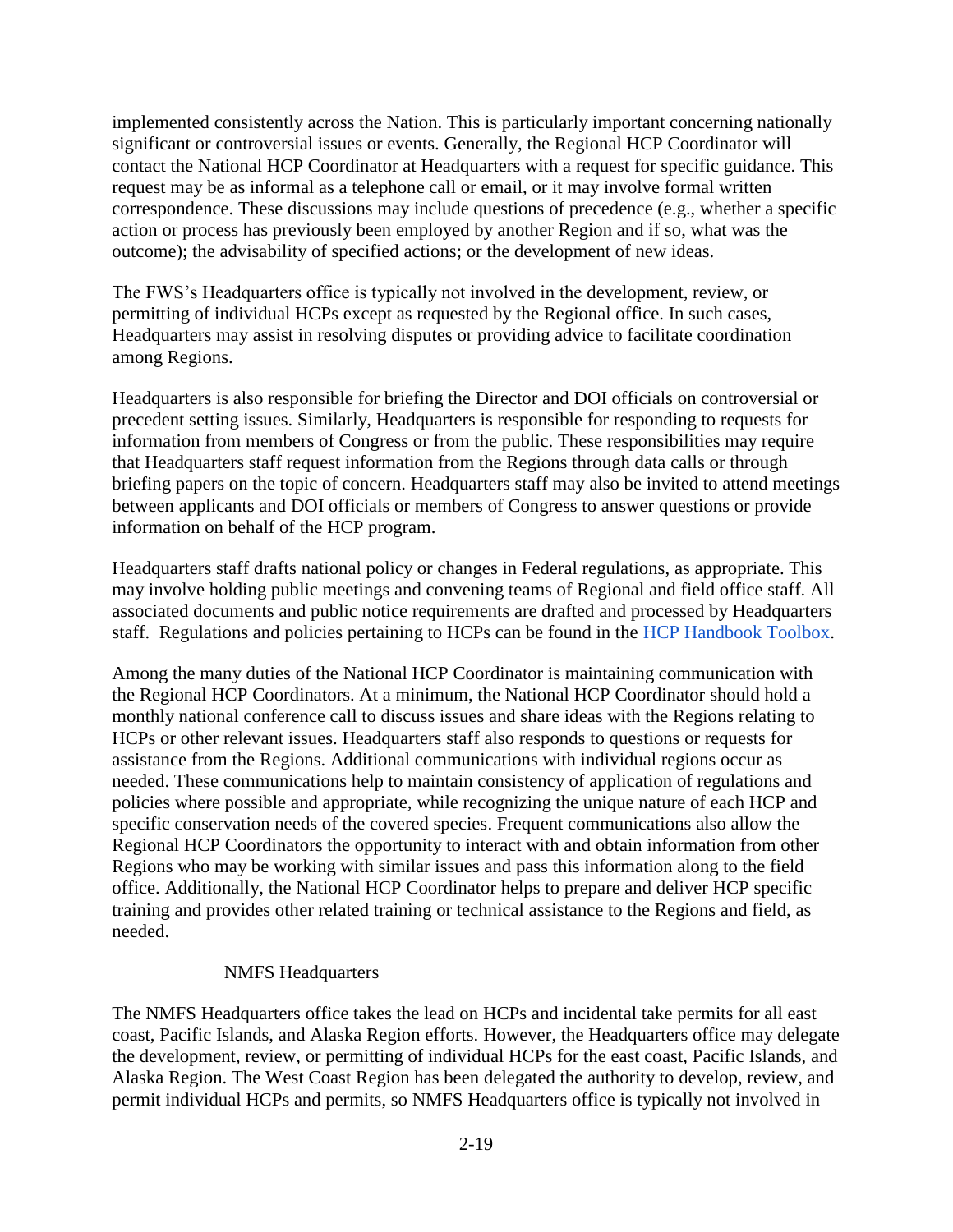implemented consistently across the Nation. This is particularly important concerning nationally significant or controversial issues or events. Generally, the Regional HCP Coordinator will contact the National HCP Coordinator at Headquarters with a request for specific guidance. This request may be as informal as a telephone call or email, or it may involve formal written correspondence. These discussions may include questions of precedence (e.g., whether a specific action or process has previously been employed by another Region and if so, what was the outcome); the advisability of specified actions; or the development of new ideas.

The FWS's Headquarters office is typically not involved in the development, review, or permitting of individual HCPs except as requested by the Regional office. In such cases, Headquarters may assist in resolving disputes or providing advice to facilitate coordination among Regions.

Headquarters is also responsible for briefing the Director and DOI officials on controversial or precedent setting issues. Similarly, Headquarters is responsible for responding to requests for information from members of Congress or from the public. These responsibilities may require that Headquarters staff request information from the Regions through data calls or through briefing papers on the topic of concern. Headquarters staff may also be invited to attend meetings between applicants and DOI officials or members of Congress to answer questions or provide information on behalf of the HCP program.

Headquarters staff drafts national policy or changes in Federal regulations, as appropriate. This may involve holding public meetings and convening teams of Regional and field office staff. All associated documents and public notice requirements are drafted and processed by Headquarters staff. Regulations and policies pertaining to HCPs can be found in the HCP Handbook Toolbox.

Among the many duties of the National HCP Coordinator is maintaining communication with the Regional HCP Coordinators. At a minimum, the National HCP Coordinator should hold a monthly national conference call to discuss issues and share ideas with the Regions relating to HCPs or other relevant issues. Headquarters staff also responds to questions or requests for assistance from the Regions. Additional communications with individual regions occur as needed. These communications help to maintain consistency of application of regulations and policies where possible and appropriate, while recognizing the unique nature of each HCP and specific conservation needs of the covered species. Frequent communications also allow the Regional HCP Coordinators the opportunity to interact with and obtain information from other Regions who may be working with similar issues and pass this information along to the field office. Additionally, the National HCP Coordinator helps to prepare and deliver HCP specific training and provides other related training or technical assistance to the Regions and field, as needed.

#### NMFS Headquarters

The NMFS Headquarters office takes the lead on HCPs and incidental take permits for all east coast, Pacific Islands, and Alaska Region efforts. However, the Headquarters office may delegate the development, review, or permitting of individual HCPs for the east coast, Pacific Islands, and Alaska Region. The West Coast Region has been delegated the authority to develop, review, and permit individual HCPs and permits, so NMFS Headquarters office is typically not involved in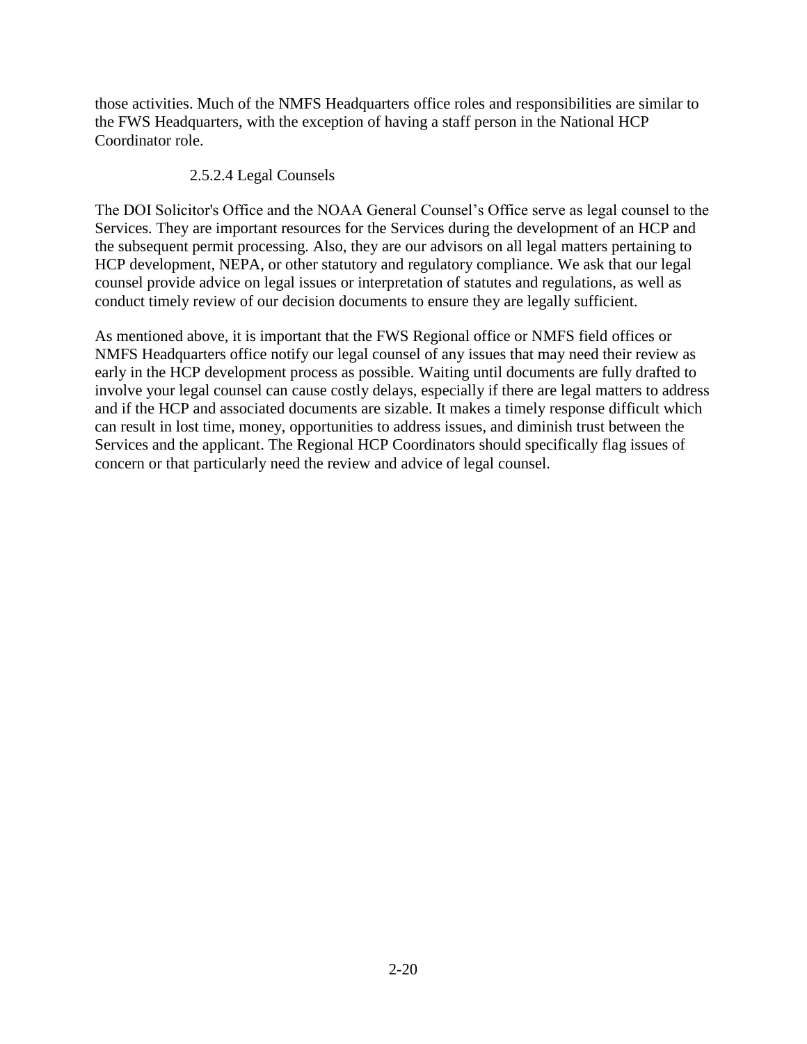those activities. Much of the NMFS Headquarters office roles and responsibilities are similar to the FWS Headquarters, with the exception of having a staff person in the National HCP Coordinator role.

#### 2.5.2.4 Legal Counsels

The DOI Solicitor's Office and the NOAA General Counsel's Office serve as legal counsel to the Services. They are important resources for the Services during the development of an HCP and the subsequent permit processing. Also, they are our advisors on all legal matters pertaining to HCP development, NEPA, or other statutory and regulatory compliance. We ask that our legal counsel provide advice on legal issues or interpretation of statutes and regulations, as well as conduct timely review of our decision documents to ensure they are legally sufficient.

As mentioned above, it is important that the FWS Regional office or NMFS field offices or NMFS Headquarters office notify our legal counsel of any issues that may need their review as early in the HCP development process as possible. Waiting until documents are fully drafted to involve your legal counsel can cause costly delays, especially if there are legal matters to address and if the HCP and associated documents are sizable. It makes a timely response difficult which can result in lost time, money, opportunities to address issues, and diminish trust between the Services and the applicant. The Regional HCP Coordinators should specifically flag issues of concern or that particularly need the review and advice of legal counsel.